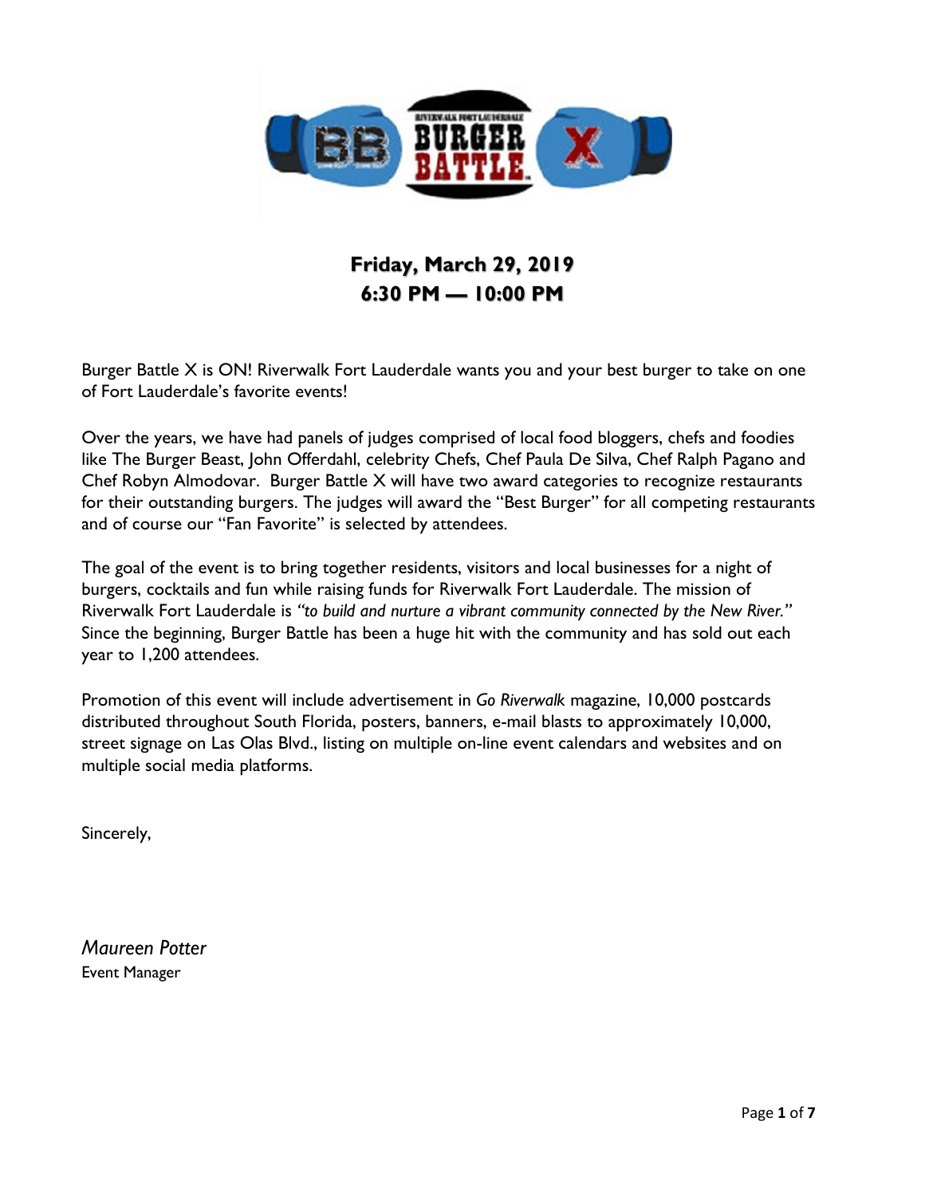**Friday, March 29, 2019**
**6:30 PM — 10:00 PM**

Burger Battle X is ON! Riverwalk Fort Lauderdale wants you and your best burger to take on one of Fort Lauderdale's favorite events!

Over the years, we have had panels of judges comprised of local food bloggers, chefs and foodies like The Burger Beast, John Offerdahl, celebrity Chefs, Chef Paula De Silva, Chef Ralph Pagano and Chef Robyn Almodovar. Burger Battle X will have two award categories to recognize restaurants for their outstanding burgers. The judges will award the "Best Burger" for all competing restaurants and of course our "Fan Favorite" is selected by attendees.

The goal of the event is to bring together residents, visitors and local businesses for a night of burgers, cocktails and fun while raising funds for Riverwalk Fort Lauderdale. The mission of Riverwalk Fort Lauderdale is *"to build and nurture a vibrant community connected by the New River."* Since the beginning, Burger Battle has been a huge hit with the community and has sold out each year to 1,200 attendees.

Promotion of this event will include advertisement in *Go Riverwalk* magazine, 10,000 postcards distributed throughout South Florida, posters, banners, e-mail blasts to approximately 10,000, street signage on Las Olas Blvd., listing on multiple on-line event calendars and websites and on multiple social media platforms.

Sincerely,

*Maureen Potter*
Event Manager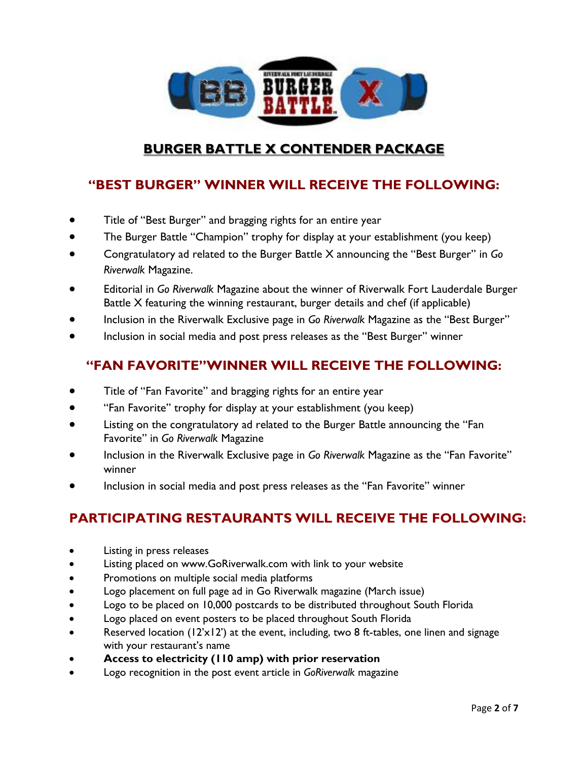# BURGER BATTLE X CONTENDER PACKAGE

## "BEST BURGER" WINNER WILL RECEIVE THE FOLLOWING:

- Title of "Best Burger" and bragging rights for an entire year
- The Burger Battle "Champion" trophy for display at your establishment (you keep)
- Congratulatory ad related to the Burger Battle X announcing the "Best Burger" in *Go Riverwalk* Magazine.
- Editorial in *Go Riverwalk* Magazine about the winner of Riverwalk Fort Lauderdale Burger Battle X featuring the winning restaurant, burger details and chef (if applicable)
- Inclusion in the Riverwalk Exclusive page in *Go Riverwalk* Magazine as the "Best Burger"
- Inclusion in social media and post press releases as the "Best Burger" winner

## "FAN FAVORITE"WINNER WILL RECEIVE THE FOLLOWING:

- Title of "Fan Favorite" and bragging rights for an entire year
- "Fan Favorite" trophy for display at your establishment (you keep)
- Listing on the congratulatory ad related to the Burger Battle announcing the "Fan Favorite" in *Go Riverwalk* Magazine
- Inclusion in the Riverwalk Exclusive page in *Go Riverwalk* Magazine as the "Fan Favorite" winner
- Inclusion in social media and post press releases as the "Fan Favorite" winner

## PARTICIPATING RESTAURANTS WILL RECEIVE THE FOLLOWING:

- Listing in press releases
- Listing placed on www.GoRiverwalk.com with link to your website
- Promotions on multiple social media platforms
- Logo placement on full page ad in Go Riverwalk magazine (March issue)
- Logo to be placed on 10,000 postcards to be distributed throughout South Florida
- Logo placed on event posters to be placed throughout South Florida
- Reserved location (12'x12') at the event, including, two 8 ft-tables, one linen and signage with your restaurant's name
- **Access to electricity (110 amp) with prior reservation**
- Logo recognition in the post event article in *GoRiverwalk* magazine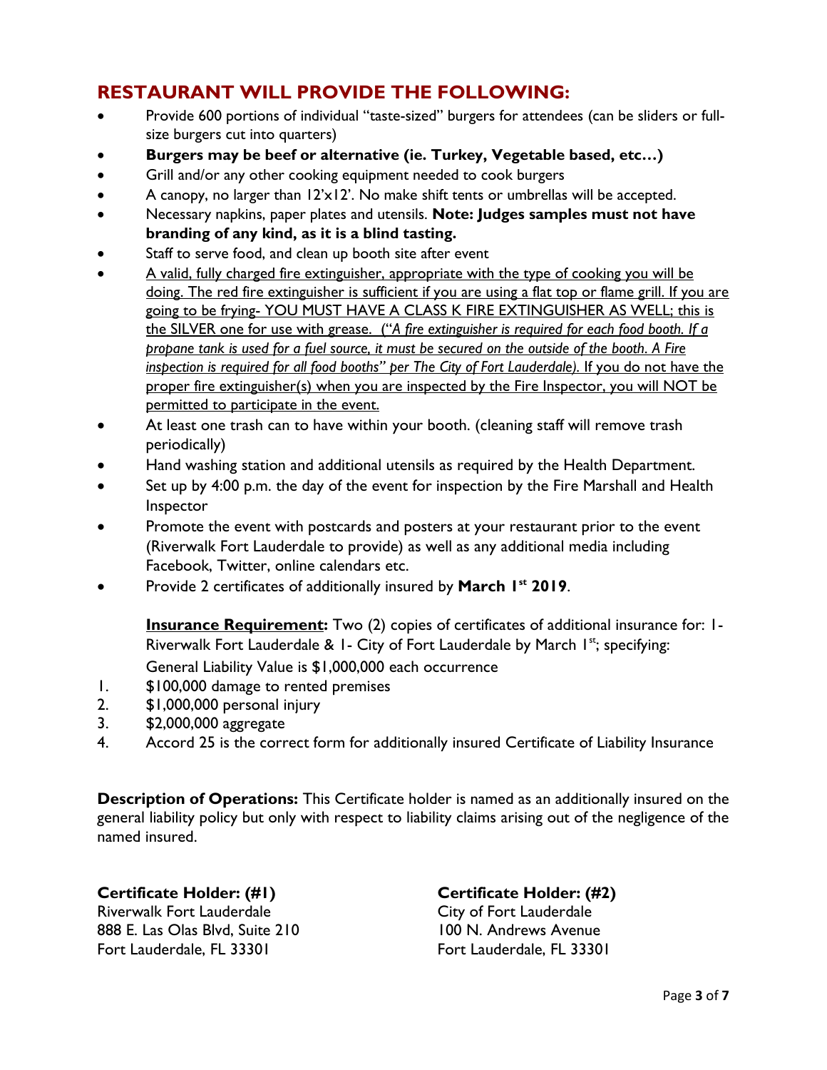## RESTAURANT WILL PROVIDE THE FOLLOWING:

- Provide 600 portions of individual "taste-sized" burgers for attendees (can be sliders or full-size burgers cut into quarters)
- **Burgers may be beef or alternative (ie. Turkey, Vegetable based, etc…)**
- Grill and/or any other cooking equipment needed to cook burgers
- A canopy, no larger than 12'x12'. No make shift tents or umbrellas will be accepted.
- Necessary napkins, paper plates and utensils. **Note: Judges samples must not have branding of any kind, as it is a blind tasting.**
- Staff to serve food, and clean up booth site after event
- A valid, fully charged fire extinguisher, appropriate with the type of cooking you will be doing. The red fire extinguisher is sufficient if you are using a flat top or flame grill. If you are going to be frying- YOU MUST HAVE A CLASS K FIRE EXTINGUISHER AS WELL; this is the SILVER one for use with grease. (*"A fire extinguisher is required for each food booth. If a propane tank is used for a fuel source, it must be secured on the outside of the booth. A Fire inspection is required for all food booths" per The City of Fort Lauderdale).* If you do not have the proper fire extinguisher(s) when you are inspected by the Fire Inspector, you will NOT be permitted to participate in the event.
- At least one trash can to have within your booth. (cleaning staff will remove trash periodically)
- Hand washing station and additional utensils as required by the Health Department.
- Set up by 4:00 p.m. the day of the event for inspection by the Fire Marshall and Health Inspector
- Promote the event with postcards and posters at your restaurant prior to the event (Riverwalk Fort Lauderdale to provide) as well as any additional media including Facebook, Twitter, online calendars etc.
- Provide 2 certificates of additionally insured by **March 1st 2019**.

**Insurance Requirement:** Two (2) copies of certificates of additional insurance for: 1- Riverwalk Fort Lauderdale & 1- City of Fort Lauderdale by March 1st; specifying: General Liability Value is $1,000,000 each occurrence

1. $100,000 damage to rented premises
2. $1,000,000 personal injury
3. $2,000,000 aggregate
4. Accord 25 is the correct form for additionally insured Certificate of Liability Insurance

**Description of Operations:** This Certificate holder is named as an additionally insured on the general liability policy but only with respect to liability claims arising out of the negligence of the named insured.

**Certificate Holder: (#1)**
Riverwalk Fort Lauderdale
888 E. Las Olas Blvd, Suite 210
Fort Lauderdale, FL 33301

**Certificate Holder: (#2)**
City of Fort Lauderdale
100 N. Andrews Avenue
Fort Lauderdale, FL 33301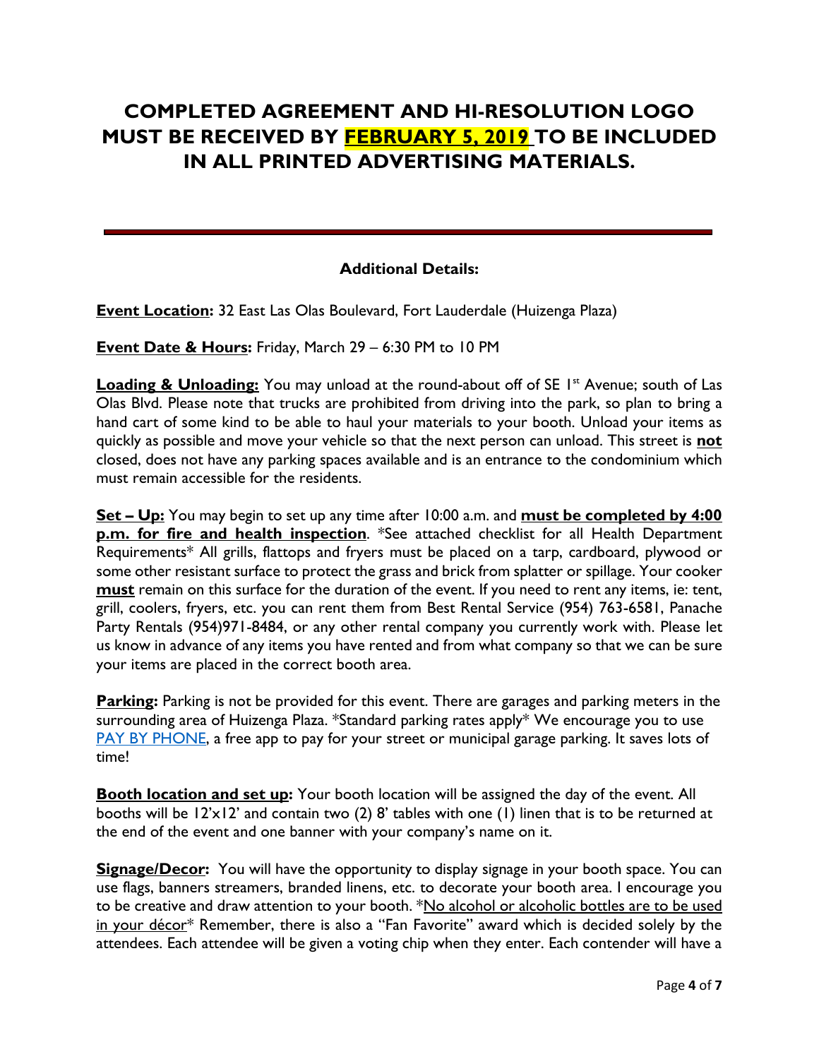# COMPLETED AGREEMENT AND HI-RESOLUTION LOGO MUST BE RECEIVED BY FEBRUARY 5, 2019 TO BE INCLUDED IN ALL PRINTED ADVERTISING MATERIALS.

---

**Additional Details:**

**Event Location:** 32 East Las Olas Boulevard, Fort Lauderdale (Huizenga Plaza)

**Event Date & Hours:** Friday, March 29 – 6:30 PM to 10 PM

**Loading & Unloading:** You may unload at the round-about off of SE 1st Avenue; south of Las Olas Blvd. Please note that trucks are prohibited from driving into the park, so plan to bring a hand cart of some kind to be able to haul your materials to your booth. Unload your items as quickly as possible and move your vehicle so that the next person can unload. This street is **not** closed, does not have any parking spaces available and is an entrance to the condominium which must remain accessible for the residents.

**Set – Up:** You may begin to set up any time after 10:00 a.m. and **must be completed by 4:00 p.m. for fire and health inspection**. *See attached checklist for all Health Department Requirements* All grills, flattops and fryers must be placed on a tarp, cardboard, plywood or some other resistant surface to protect the grass and brick from splatter or spillage. Your cooker **must** remain on this surface for the duration of the event. If you need to rent any items, ie: tent, grill, coolers, fryers, etc. you can rent them from Best Rental Service (954) 763-6581, Panache Party Rentals (954)971-8484, or any other rental company you currently work with. Please let us know in advance of any items you have rented and from what company so that we can be sure your items are placed in the correct booth area.

**Parking:** Parking is not be provided for this event. There are garages and parking meters in the surrounding area of Huizenga Plaza. *Standard parking rates apply* We encourage you to use PAY BY PHONE, a free app to pay for your street or municipal garage parking. It saves lots of time!

**Booth location and set up:** Your booth location will be assigned the day of the event. All booths will be 12'x12' and contain two (2) 8' tables with one (1) linen that is to be returned at the end of the event and one banner with your company's name on it.

**Signage/Decor:** You will have the opportunity to display signage in your booth space. You can use flags, banners streamers, branded linens, etc. to decorate your booth area. I encourage you to be creative and draw attention to your booth. *No alcohol or alcoholic bottles are to be used in your décor* Remember, there is also a "Fan Favorite" award which is decided solely by the attendees. Each attendee will be given a voting chip when they enter. Each contender will have a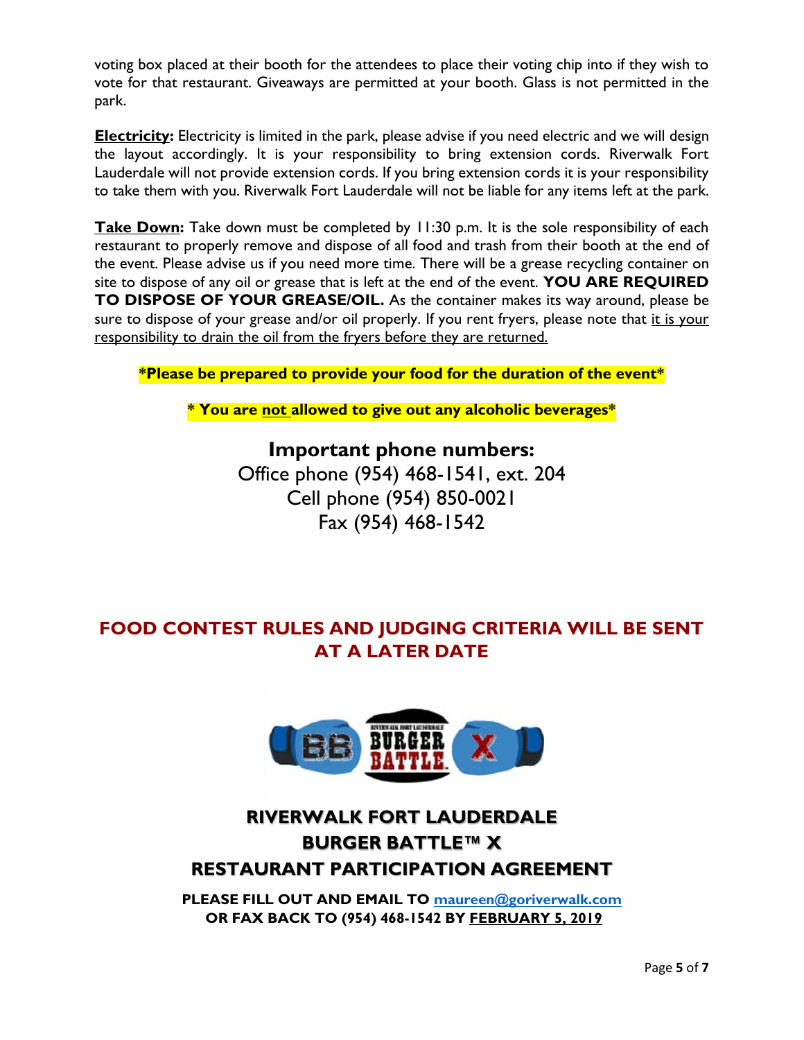voting box placed at their booth for the attendees to place their voting chip into if they wish to vote for that restaurant. Giveaways are permitted at your booth. Glass is not permitted in the park.

**Electricity:** Electricity is limited in the park, please advise if you need electric and we will design the layout accordingly. It is your responsibility to bring extension cords. Riverwalk Fort Lauderdale will not provide extension cords. If you bring extension cords it is your responsibility to take them with you. Riverwalk Fort Lauderdale will not be liable for any items left at the park.

**Take Down:** Take down must be completed by 11:30 p.m. It is the sole responsibility of each restaurant to properly remove and dispose of all food and trash from their booth at the end of the event. Please advise us if you need more time. There will be a grease recycling container on site to dispose of any oil or grease that is left at the end of the event. **YOU ARE REQUIRED TO DISPOSE OF YOUR GREASE/OIL.** As the container makes its way around, please be sure to dispose of your grease and/or oil properly. If you rent fryers, please note that it is your responsibility to drain the oil from the fryers before they are returned.

**\*Please be prepared to provide your food for the duration of the event\***

**\* You are not allowed to give out any alcoholic beverages\***

**Important phone numbers:**

Office phone (954) 468-1541, ext. 204

Cell phone (954) 850-0021

Fax (954) 468-1542

## FOOD CONTEST RULES AND JUDGING CRITERIA WILL BE SENT AT A LATER DATE

## RIVERWALK FORT LAUDERDALE BURGER BATTLE™ X RESTAURANT PARTICIPATION AGREEMENT

**PLEASE FILL OUT AND EMAIL TO maureen@goriverwalk.com OR FAX BACK TO (954) 468-1542 BY FEBRUARY 5, 2019**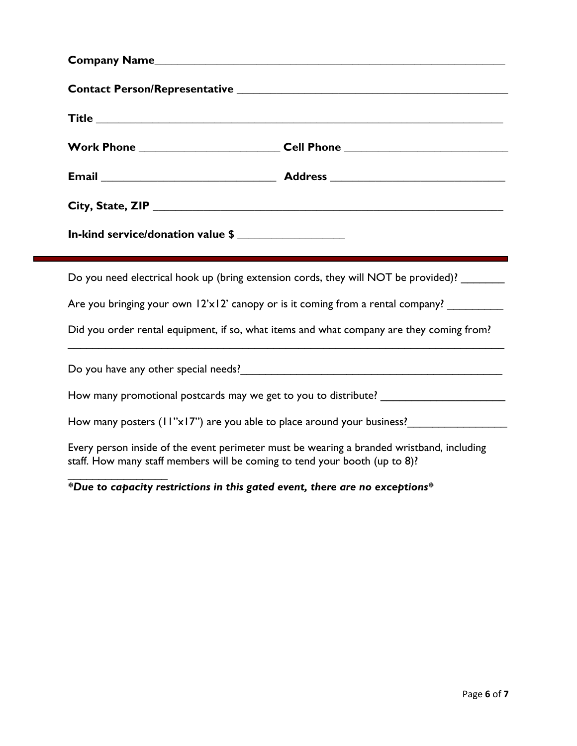**Company Name**\_\_\_\_\_\_\_\_\_\_\_\_\_\_\_\_\_\_\_\_\_\_\_\_\_\_\_\_\_\_\_\_\_\_\_\_\_\_\_\_\_\_\_\_\_\_\_\_\_\_\_\_\_\_\_\_\_\_

**Contact Person/Representative** \_\_\_\_\_\_\_\_\_\_\_\_\_\_\_\_\_\_\_\_\_\_\_\_\_\_\_\_\_\_\_\_\_\_\_\_\_\_\_\_\_\_\_\_\_

**Title** \_\_\_\_\_\_\_\_\_\_\_\_\_\_\_\_\_\_\_\_\_\_\_\_\_\_\_\_\_\_\_\_\_\_\_\_\_\_\_\_\_\_\_\_\_\_\_\_\_\_\_\_\_\_\_\_\_\_\_\_\_\_\_\_\_\_

**Work Phone** \_\_\_\_\_\_\_\_\_\_\_\_\_\_\_\_\_\_\_\_\_\_\_\_ **Cell Phone** \_\_\_\_\_\_\_\_\_\_\_\_\_\_\_\_\_\_\_\_\_\_\_\_\_\_\_

**Email** \_\_\_\_\_\_\_\_\_\_\_\_\_\_\_\_\_\_\_\_\_\_\_\_\_\_\_\_\_\_\_ **Address** \_\_\_\_\_\_\_\_\_\_\_\_\_\_\_\_\_\_\_\_\_\_\_\_\_\_\_\_\_\_

**City, State, ZIP** \_\_\_\_\_\_\_\_\_\_\_\_\_\_\_\_\_\_\_\_\_\_\_\_\_\_\_\_\_\_\_\_\_\_\_\_\_\_\_\_\_\_\_\_\_\_\_\_\_\_\_\_\_\_\_\_\_\_\_

**In-kind service/donation value $** \_\_\_\_\_\_\_\_\_\_\_\_\_\_\_\_\_\_

---

Do you need electrical hook up (bring extension cords, they will NOT be provided)? \_\_\_\_\_\_\_

Are you bringing your own 12'x12' canopy or is it coming from a rental company? \_\_\_\_\_\_\_\_\_

Did you order rental equipment, if so, what items and what company are they coming from?

\_\_\_\_\_\_\_\_\_\_\_\_\_\_\_\_\_\_\_\_\_\_\_\_\_\_\_\_\_\_\_\_\_\_\_\_\_\_\_\_\_\_\_\_\_\_\_\_\_\_\_\_\_\_\_\_\_\_\_\_\_\_\_\_\_\_\_\_\_\_\_\_\_\_

Do you have any other special needs?\_\_\_\_\_\_\_\_\_\_\_\_\_\_\_\_\_\_\_\_\_\_\_\_\_\_\_\_\_\_\_\_\_\_\_\_\_\_\_\_\_\_\_\_

How many promotional postcards may we get to you to distribute? \_\_\_\_\_\_\_\_\_\_\_\_\_\_\_\_\_\_\_\_\_

How many posters (11"x17") are you able to place around your business?\_\_\_\_\_\_\_\_\_\_\_\_\_\_\_\_\_

Every person inside of the event perimeter must be wearing a branded wristband, including staff. How many staff members will be coming to tend your booth (up to 8)? \_\_\_\_\_\_\_\_\_\_\_\_\_\_\_\_\_

***\*Due to capacity restrictions in this gated event, there are no exceptions\****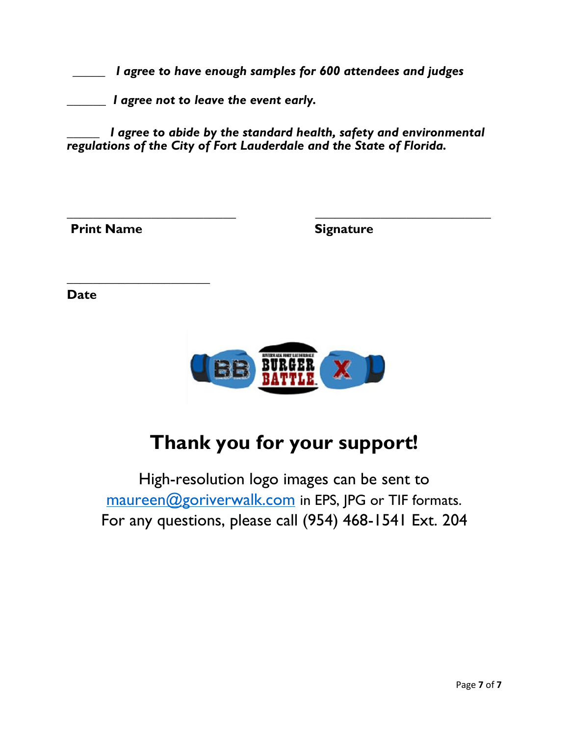_____ ***I agree to have enough samples for 600 attendees and judges***

______ ***I agree not to leave the event early.***

_____ ***I agree to abide by the standard health, safety and environmental regulations of the City of Fort Lauderdale and the State of Florida.***

___________________________ ___________________________

**Print Name** **Signature**

_______________________

**Date**

# Thank you for your support!

High-resolution logo images can be sent to [maureen@goriverwalk.com](mailto:maureen@goriverwalk.com) in EPS, JPG or TIF formats.
For any questions, please call (954) 468-1541 Ext. 204